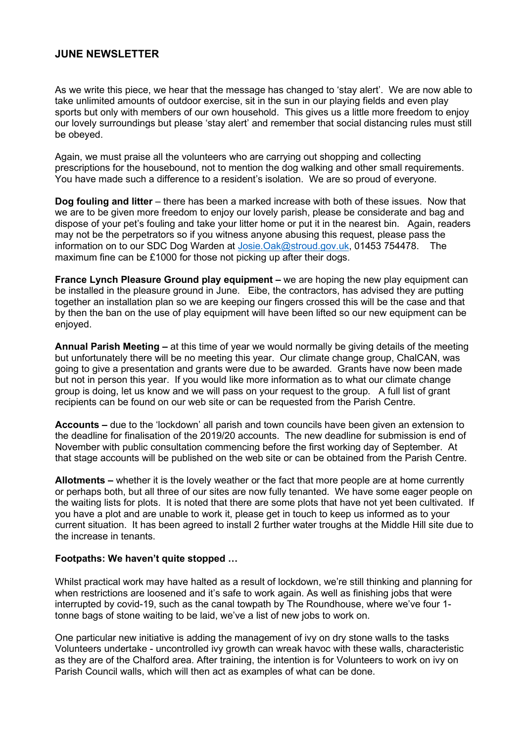## JUNE NEWSLETTER

As we write this piece, we hear that the message has changed to 'stay alert'. We are now able to take unlimited amounts of outdoor exercise, sit in the sun in our playing fields and even play sports but only with members of our own household. This gives us a little more freedom to enjoy our lovely surroundings but please 'stay alert' and remember that social distancing rules must still be obeyed.

Again, we must praise all the volunteers who are carrying out shopping and collecting prescriptions for the housebound, not to mention the dog walking and other small requirements. You have made such a difference to a resident's isolation. We are so proud of everyone.

**Dog fouling and litter** – there has been a marked increase with both of these issues. Now that we are to be given more freedom to enjoy our lovely parish, please be considerate and bag and dispose of your pet's fouling and take your litter home or put it in the nearest bin. Again, readers may not be the perpetrators so if you witness anyone abusing this request, please pass the information on to our SDC Dog Warden at Josie.Oak@stroud.gov.uk, 01453 754478. The maximum fine can be £1000 for those not picking up after their dogs.

**France Lynch Pleasure Ground play equipment –** we are hoping the new play equipment can be installed in the pleasure ground in June. Eibe, the contractors, has advised they are putting together an installation plan so we are keeping our fingers crossed this will be the case and that by then the ban on the use of play equipment will have been lifted so our new equipment can be enjoyed.

**Annual Parish Meeting –** at this time of year we would normally be giving details of the meeting but unfortunately there will be no meeting this year. Our climate change group, ChalCAN, was going to give a presentation and grants were due to be awarded. Grants have now been made but not in person this year. If you would like more information as to what our climate change group is doing, let us know and we will pass on your request to the group. A full list of grant recipients can be found on our web site or can be requested from the Parish Centre.

**Accounts –** due to the 'lockdown' all parish and town councils have been given an extension to the deadline for finalisation of the 2019/20 accounts. The new deadline for submission is end of November with public consultation commencing before the first working day of September. At that stage accounts will be published on the web site or can be obtained from the Parish Centre.

**Allotments –** whether it is the lovely weather or the fact that more people are at home currently or perhaps both, but all three of our sites are now fully tenanted. We have some eager people on the waiting lists for plots. It is noted that there are some plots that have not yet been cultivated. If you have a plot and are unable to work it, please get in touch to keep us informed as to your current situation. It has been agreed to install 2 further water troughs at the Middle Hill site due to the increase in tenants.

**Footpaths: We haven't quite stopped …**

Whilst practical work may have halted as a result of lockdown, we're still thinking and planning for when restrictions are loosened and it's safe to work again. As well as finishing jobs that were interrupted by covid-19, such as the canal towpath by The Roundhouse, where we've four 1-tonne bags of stone waiting to be laid, we've a list of new jobs to work on.

One particular new initiative is adding the management of ivy on dry stone walls to the tasks Volunteers undertake - uncontrolled ivy growth can wreak havoc with these walls, characteristic as they are of the Chalford area. After training, the intention is for Volunteers to work on ivy on Parish Council walls, which will then act as examples of what can be done.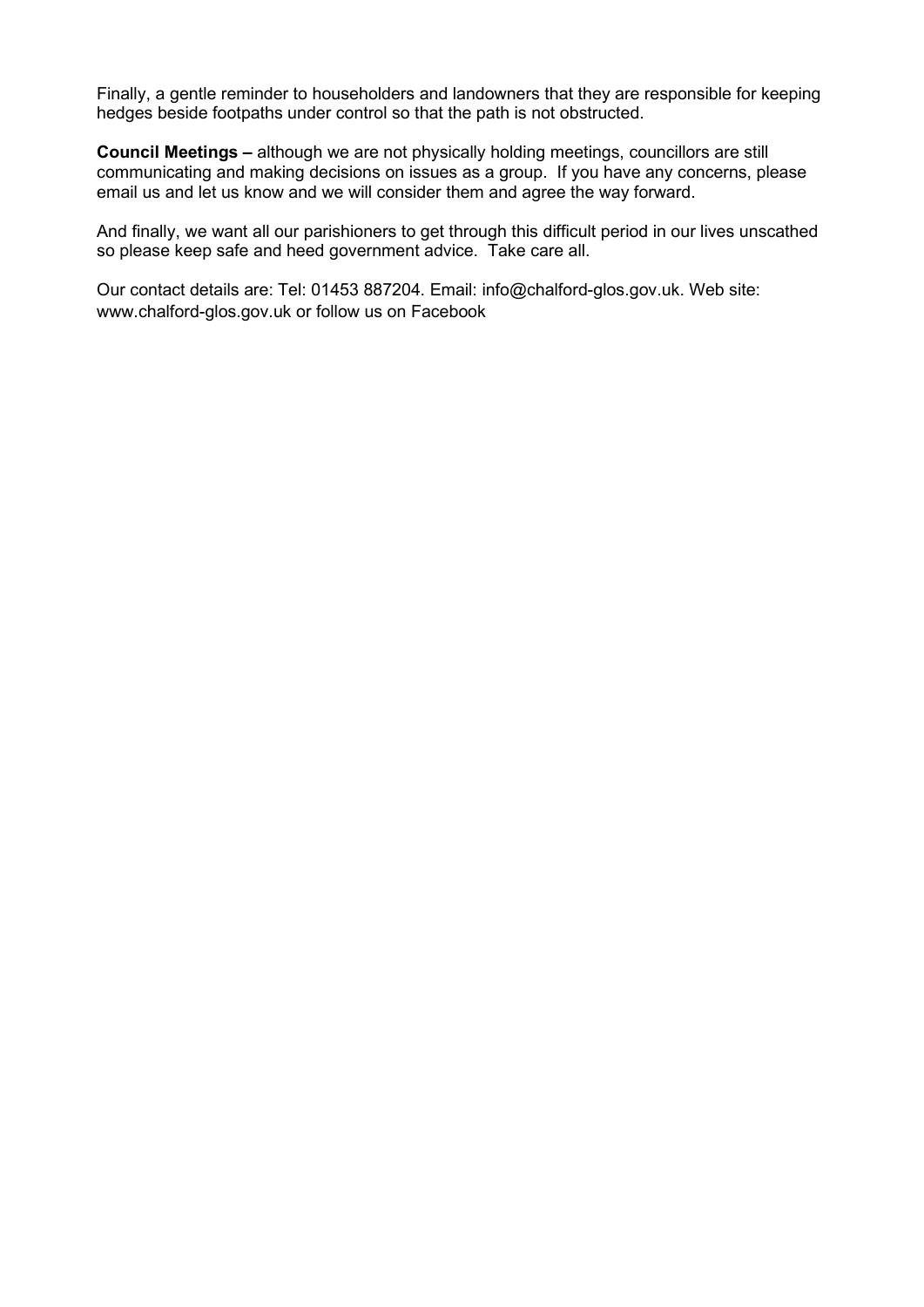Finally, a gentle reminder to householders and landowners that they are responsible for keeping hedges beside footpaths under control so that the path is not obstructed.

**Council Meetings –** although we are not physically holding meetings, councillors are still communicating and making decisions on issues as a group. If you have any concerns, please email us and let us know and we will consider them and agree the way forward.

And finally, we want all our parishioners to get through this difficult period in our lives unscathed so please keep safe and heed government advice. Take care all.

Our contact details are: Tel: 01453 887204. Email: info@chalford-glos.gov.uk. Web site: www.chalford-glos.gov.uk or follow us on Facebook